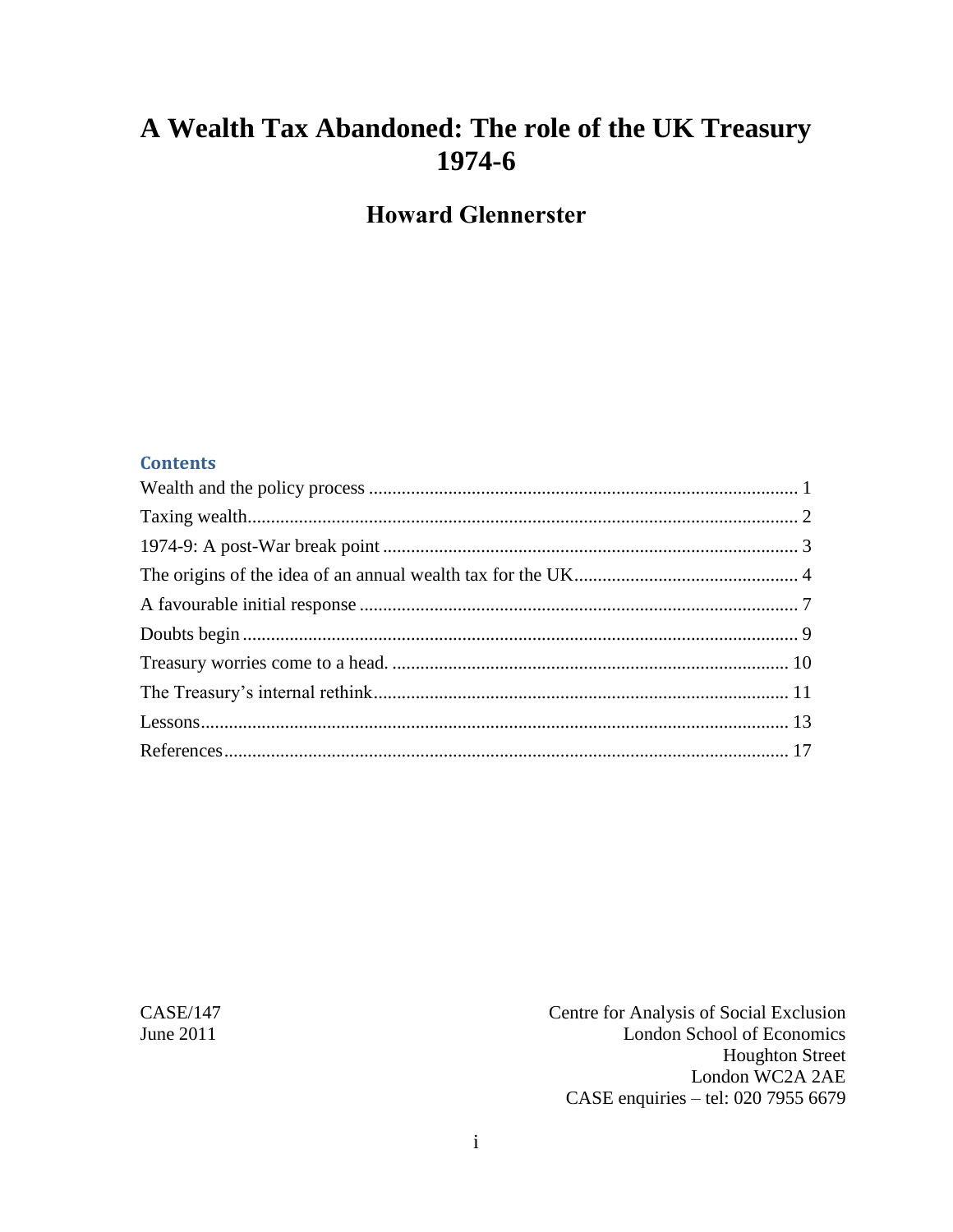# A Wealth Tax Abandoned: The role of the UK Treasury 1974-6

## Howard Glennerster

### Contents

Wealth and the policy process ........................................................................................... 1
Taxing wealth..................................................................................................................... 2
1974-9: A post-War break point ........................................................................................ 3
The origins of the idea of an annual wealth tax for the UK ............................................... 4
A favourable initial response ............................................................................................. 7
Doubts begin ...................................................................................................................... 9
Treasury worries come to a head. .................................................................................... 10
The Treasury's internal rethink ........................................................................................ 11
Lessons ............................................................................................................................ 13
References ........................................................................................................................ 17

CASE/147
June 2011

Centre for Analysis of Social Exclusion
London School of Economics
Houghton Street
London WC2A 2AE
CASE enquiries – tel: 020 7955 6679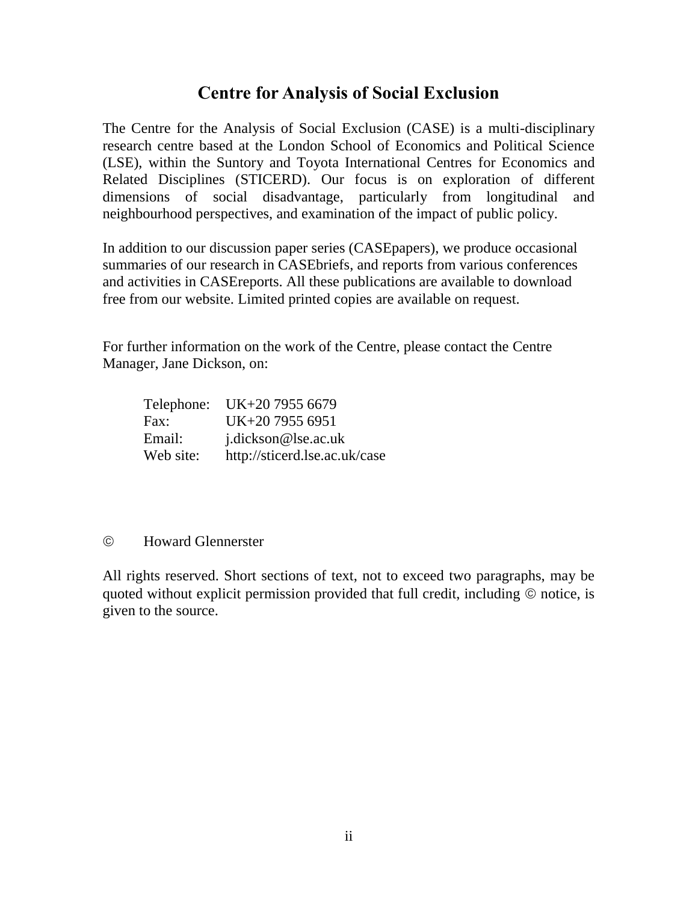## Centre for Analysis of Social Exclusion

The Centre for the Analysis of Social Exclusion (CASE) is a multi-disciplinary research centre based at the London School of Economics and Political Science (LSE), within the Suntory and Toyota International Centres for Economics and Related Disciplines (STICERD). Our focus is on exploration of different dimensions of social disadvantage, particularly from longitudinal and neighbourhood perspectives, and examination of the impact of public policy.

In addition to our discussion paper series (CASEpapers), we produce occasional summaries of our research in CASEbriefs, and reports from various conferences and activities in CASEreports. All these publications are available to download free from our website. Limited printed copies are available on request.

For further information on the work of the Centre, please contact the Centre Manager, Jane Dickson, on:

| | |
|---|---|
| Telephone: | UK+20 7955 6679 |
| Fax: | UK+20 7955 6951 |
| Email: | j.dickson@lse.ac.uk |
| Web site: | http://sticerd.lse.ac.uk/case |

© Howard Glennerster

All rights reserved. Short sections of text, not to exceed two paragraphs, may be quoted without explicit permission provided that full credit, including © notice, is given to the source.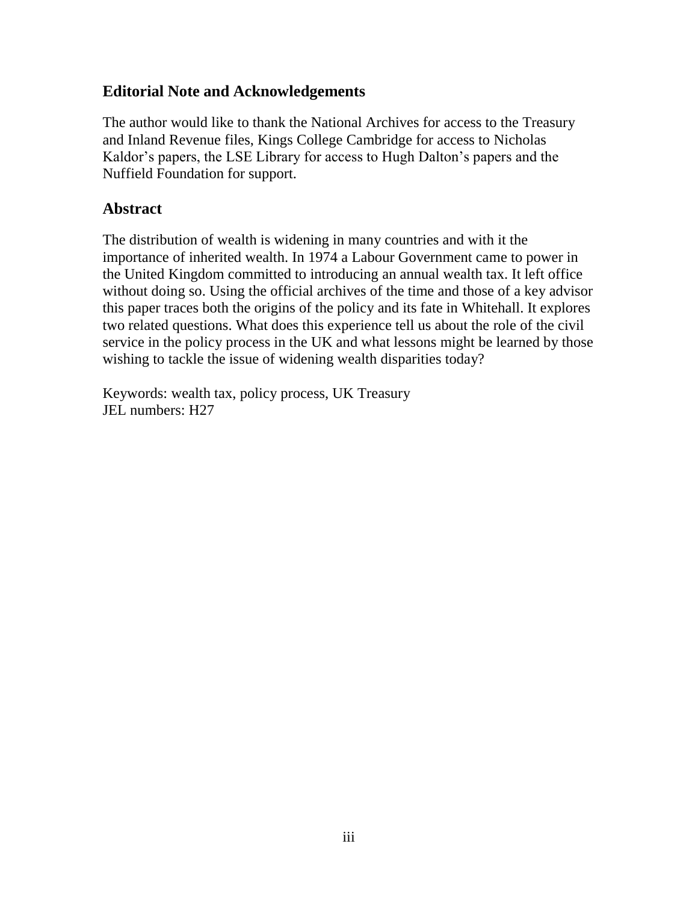## Editorial Note and Acknowledgements

The author would like to thank the National Archives for access to the Treasury and Inland Revenue files, Kings College Cambridge for access to Nicholas Kaldor's papers, the LSE Library for access to Hugh Dalton's papers and the Nuffield Foundation for support.

## Abstract

The distribution of wealth is widening in many countries and with it the importance of inherited wealth. In 1974 a Labour Government came to power in the United Kingdom committed to introducing an annual wealth tax. It left office without doing so. Using the official archives of the time and those of a key advisor this paper traces both the origins of the policy and its fate in Whitehall. It explores two related questions. What does this experience tell us about the role of the civil service in the policy process in the UK and what lessons might be learned by those wishing to tackle the issue of widening wealth disparities today?

Keywords: wealth tax, policy process, UK Treasury
JEL numbers: H27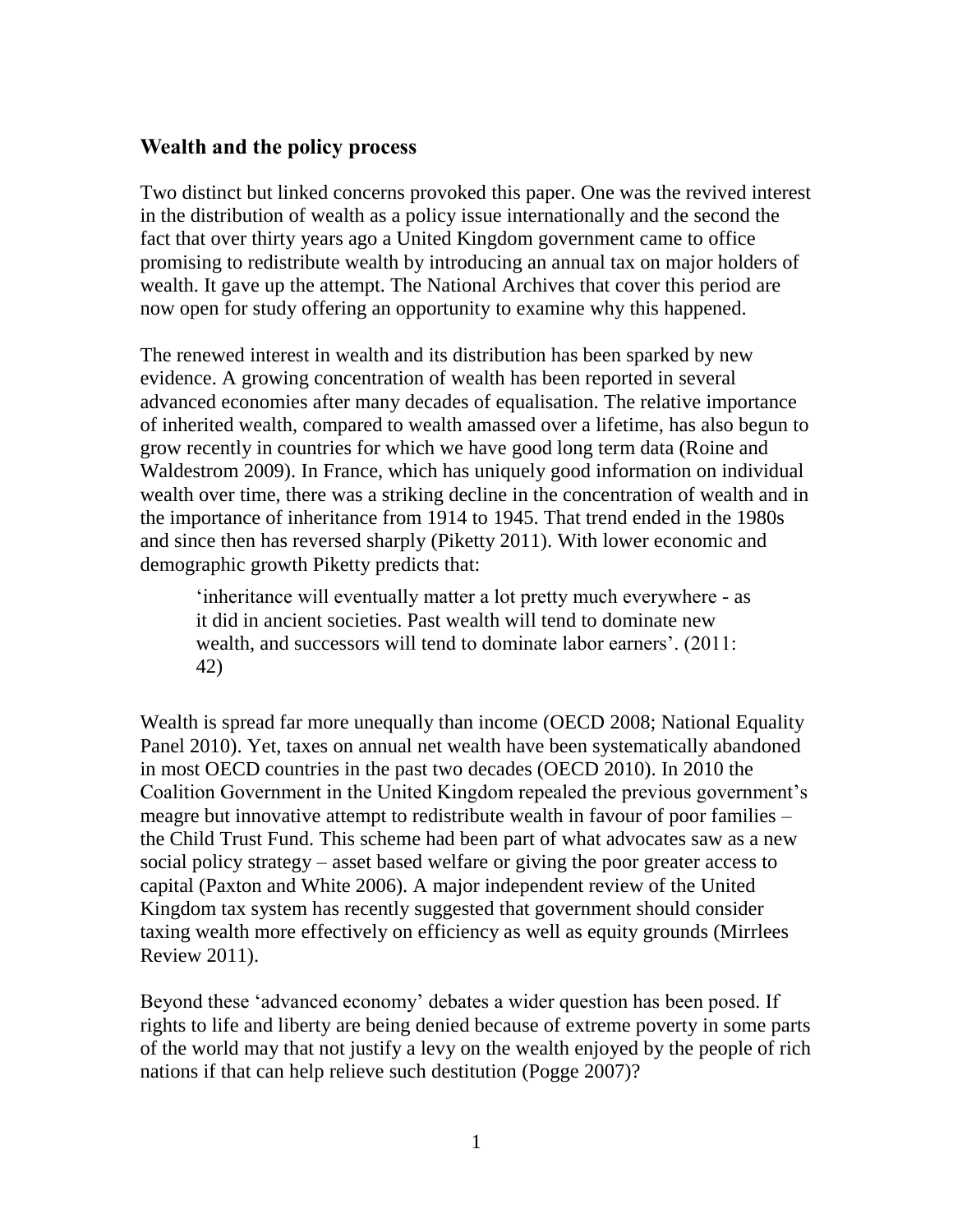## Wealth and the policy process

Two distinct but linked concerns provoked this paper. One was the revived interest in the distribution of wealth as a policy issue internationally and the second the fact that over thirty years ago a United Kingdom government came to office promising to redistribute wealth by introducing an annual tax on major holders of wealth. It gave up the attempt. The National Archives that cover this period are now open for study offering an opportunity to examine why this happened.

The renewed interest in wealth and its distribution has been sparked by new evidence. A growing concentration of wealth has been reported in several advanced economies after many decades of equalisation. The relative importance of inherited wealth, compared to wealth amassed over a lifetime, has also begun to grow recently in countries for which we have good long term data (Roine and Waldestrom 2009). In France, which has uniquely good information on individual wealth over time, there was a striking decline in the concentration of wealth and in the importance of inheritance from 1914 to 1945. That trend ended in the 1980s and since then has reversed sharply (Piketty 2011). With lower economic and demographic growth Piketty predicts that:

> 'inheritance will eventually matter a lot pretty much everywhere - as it did in ancient societies. Past wealth will tend to dominate new wealth, and successors will tend to dominate labor earners'. (2011: 42)

Wealth is spread far more unequally than income (OECD 2008; National Equality Panel 2010). Yet, taxes on annual net wealth have been systematically abandoned in most OECD countries in the past two decades (OECD 2010). In 2010 the Coalition Government in the United Kingdom repealed the previous government's meagre but innovative attempt to redistribute wealth in favour of poor families – the Child Trust Fund. This scheme had been part of what advocates saw as a new social policy strategy – asset based welfare or giving the poor greater access to capital (Paxton and White 2006). A major independent review of the United Kingdom tax system has recently suggested that government should consider taxing wealth more effectively on efficiency as well as equity grounds (Mirrlees Review 2011).

Beyond these 'advanced economy' debates a wider question has been posed. If rights to life and liberty are being denied because of extreme poverty in some parts of the world may that not justify a levy on the wealth enjoyed by the people of rich nations if that can help relieve such destitution (Pogge 2007)?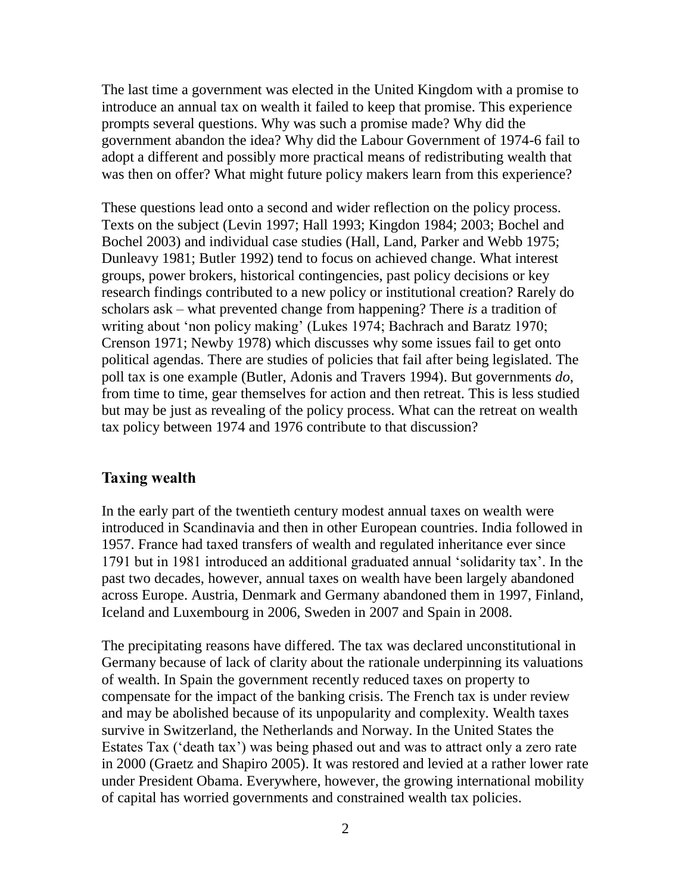The last time a government was elected in the United Kingdom with a promise to introduce an annual tax on wealth it failed to keep that promise. This experience prompts several questions. Why was such a promise made? Why did the government abandon the idea? Why did the Labour Government of 1974-6 fail to adopt a different and possibly more practical means of redistributing wealth that was then on offer? What might future policy makers learn from this experience?

These questions lead onto a second and wider reflection on the policy process. Texts on the subject (Levin 1997; Hall 1993; Kingdon 1984; 2003; Bochel and Bochel 2003) and individual case studies (Hall, Land, Parker and Webb 1975; Dunleavy 1981; Butler 1992) tend to focus on achieved change. What interest groups, power brokers, historical contingencies, past policy decisions or key research findings contributed to a new policy or institutional creation? Rarely do scholars ask – what prevented change from happening? There *is* a tradition of writing about 'non policy making' (Lukes 1974; Bachrach and Baratz 1970; Crenson 1971; Newby 1978) which discusses why some issues fail to get onto political agendas. There are studies of policies that fail after being legislated. The poll tax is one example (Butler, Adonis and Travers 1994). But governments *do*, from time to time, gear themselves for action and then retreat. This is less studied but may be just as revealing of the policy process. What can the retreat on wealth tax policy between 1974 and 1976 contribute to that discussion?

## Taxing wealth

In the early part of the twentieth century modest annual taxes on wealth were introduced in Scandinavia and then in other European countries. India followed in 1957. France had taxed transfers of wealth and regulated inheritance ever since 1791 but in 1981 introduced an additional graduated annual 'solidarity tax'. In the past two decades, however, annual taxes on wealth have been largely abandoned across Europe. Austria, Denmark and Germany abandoned them in 1997, Finland, Iceland and Luxembourg in 2006, Sweden in 2007 and Spain in 2008.

The precipitating reasons have differed. The tax was declared unconstitutional in Germany because of lack of clarity about the rationale underpinning its valuations of wealth. In Spain the government recently reduced taxes on property to compensate for the impact of the banking crisis. The French tax is under review and may be abolished because of its unpopularity and complexity. Wealth taxes survive in Switzerland, the Netherlands and Norway. In the United States the Estates Tax ('death tax') was being phased out and was to attract only a zero rate in 2000 (Graetz and Shapiro 2005). It was restored and levied at a rather lower rate under President Obama. Everywhere, however, the growing international mobility of capital has worried governments and constrained wealth tax policies.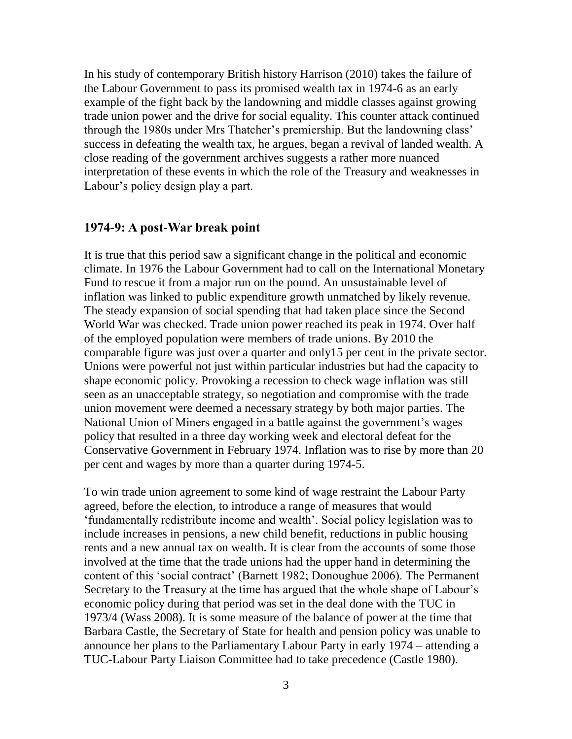In his study of contemporary British history Harrison (2010) takes the failure of the Labour Government to pass its promised wealth tax in 1974-6 as an early example of the fight back by the landowning and middle classes against growing trade union power and the drive for social equality. This counter attack continued through the 1980s under Mrs Thatcher's premiership. But the landowning class' success in defeating the wealth tax, he argues, began a revival of landed wealth. A close reading of the government archives suggests a rather more nuanced interpretation of these events in which the role of the Treasury and weaknesses in Labour's policy design play a part.

## 1974-9: A post-War break point

It is true that this period saw a significant change in the political and economic climate. In 1976 the Labour Government had to call on the International Monetary Fund to rescue it from a major run on the pound. An unsustainable level of inflation was linked to public expenditure growth unmatched by likely revenue. The steady expansion of social spending that had taken place since the Second World War was checked. Trade union power reached its peak in 1974. Over half of the employed population were members of trade unions. By 2010 the comparable figure was just over a quarter and only15 per cent in the private sector. Unions were powerful not just within particular industries but had the capacity to shape economic policy. Provoking a recession to check wage inflation was still seen as an unacceptable strategy, so negotiation and compromise with the trade union movement were deemed a necessary strategy by both major parties. The National Union of Miners engaged in a battle against the government's wages policy that resulted in a three day working week and electoral defeat for the Conservative Government in February 1974. Inflation was to rise by more than 20 per cent and wages by more than a quarter during 1974-5.

To win trade union agreement to some kind of wage restraint the Labour Party agreed, before the election, to introduce a range of measures that would 'fundamentally redistribute income and wealth'. Social policy legislation was to include increases in pensions, a new child benefit, reductions in public housing rents and a new annual tax on wealth. It is clear from the accounts of some those involved at the time that the trade unions had the upper hand in determining the content of this 'social contract' (Barnett 1982; Donoughue 2006). The Permanent Secretary to the Treasury at the time has argued that the whole shape of Labour's economic policy during that period was set in the deal done with the TUC in 1973/4 (Wass 2008). It is some measure of the balance of power at the time that Barbara Castle, the Secretary of State for health and pension policy was unable to announce her plans to the Parliamentary Labour Party in early 1974 – attending a TUC-Labour Party Liaison Committee had to take precedence (Castle 1980).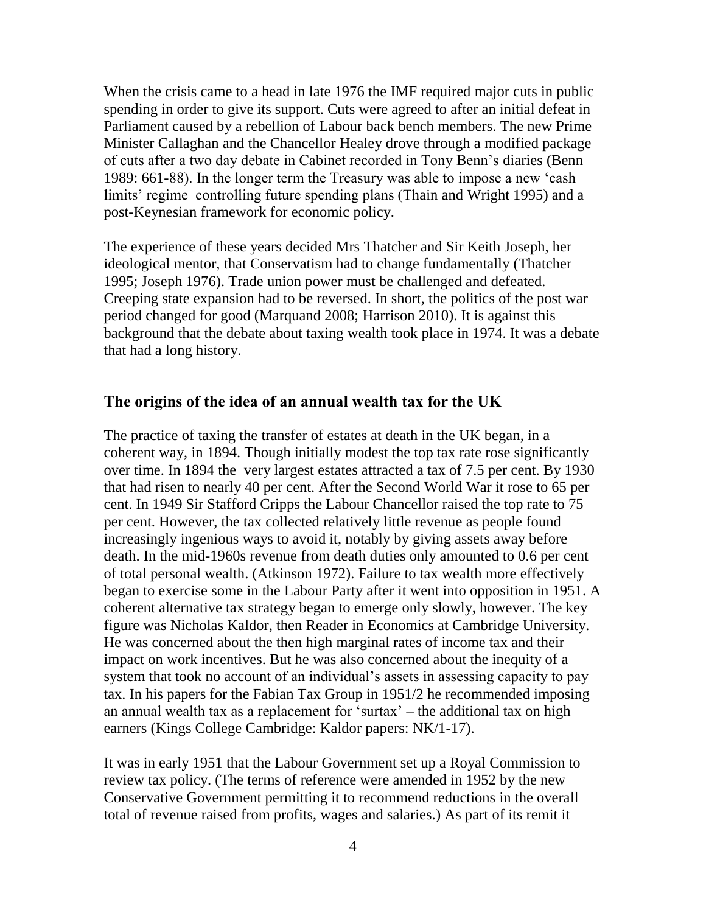When the crisis came to a head in late 1976 the IMF required major cuts in public spending in order to give its support. Cuts were agreed to after an initial defeat in Parliament caused by a rebellion of Labour back bench members. The new Prime Minister Callaghan and the Chancellor Healey drove through a modified package of cuts after a two day debate in Cabinet recorded in Tony Benn's diaries (Benn 1989: 661-88). In the longer term the Treasury was able to impose a new 'cash limits' regime controlling future spending plans (Thain and Wright 1995) and a post-Keynesian framework for economic policy.

The experience of these years decided Mrs Thatcher and Sir Keith Joseph, her ideological mentor, that Conservatism had to change fundamentally (Thatcher 1995; Joseph 1976). Trade union power must be challenged and defeated. Creeping state expansion had to be reversed. In short, the politics of the post war period changed for good (Marquand 2008; Harrison 2010). It is against this background that the debate about taxing wealth took place in 1974. It was a debate that had a long history.

## The origins of the idea of an annual wealth tax for the UK

The practice of taxing the transfer of estates at death in the UK began, in a coherent way, in 1894. Though initially modest the top tax rate rose significantly over time. In 1894 the very largest estates attracted a tax of 7.5 per cent. By 1930 that had risen to nearly 40 per cent. After the Second World War it rose to 65 per cent. In 1949 Sir Stafford Cripps the Labour Chancellor raised the top rate to 75 per cent. However, the tax collected relatively little revenue as people found increasingly ingenious ways to avoid it, notably by giving assets away before death. In the mid-1960s revenue from death duties only amounted to 0.6 per cent of total personal wealth. (Atkinson 1972). Failure to tax wealth more effectively began to exercise some in the Labour Party after it went into opposition in 1951. A coherent alternative tax strategy began to emerge only slowly, however. The key figure was Nicholas Kaldor, then Reader in Economics at Cambridge University. He was concerned about the then high marginal rates of income tax and their impact on work incentives. But he was also concerned about the inequity of a system that took no account of an individual's assets in assessing capacity to pay tax. In his papers for the Fabian Tax Group in 1951/2 he recommended imposing an annual wealth tax as a replacement for 'surtax' – the additional tax on high earners (Kings College Cambridge: Kaldor papers: NK/1-17).

It was in early 1951 that the Labour Government set up a Royal Commission to review tax policy. (The terms of reference were amended in 1952 by the new Conservative Government permitting it to recommend reductions in the overall total of revenue raised from profits, wages and salaries.) As part of its remit it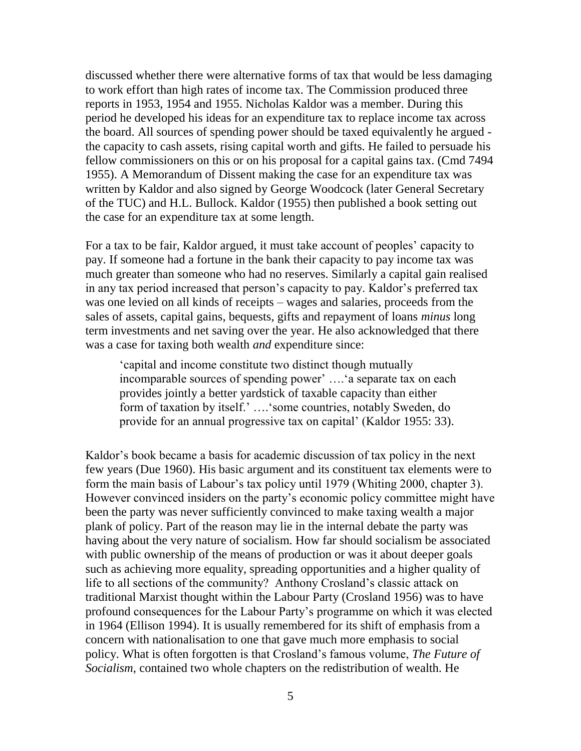discussed whether there were alternative forms of tax that would be less damaging to work effort than high rates of income tax. The Commission produced three reports in 1953, 1954 and 1955. Nicholas Kaldor was a member. During this period he developed his ideas for an expenditure tax to replace income tax across the board. All sources of spending power should be taxed equivalently he argued - the capacity to cash assets, rising capital worth and gifts. He failed to persuade his fellow commissioners on this or on his proposal for a capital gains tax. (Cmd 7494 1955). A Memorandum of Dissent making the case for an expenditure tax was written by Kaldor and also signed by George Woodcock (later General Secretary of the TUC) and H.L. Bullock. Kaldor (1955) then published a book setting out the case for an expenditure tax at some length.

For a tax to be fair, Kaldor argued, it must take account of peoples' capacity to pay. If someone had a fortune in the bank their capacity to pay income tax was much greater than someone who had no reserves. Similarly a capital gain realised in any tax period increased that person's capacity to pay. Kaldor's preferred tax was one levied on all kinds of receipts – wages and salaries, proceeds from the sales of assets, capital gains, bequests, gifts and repayment of loans *minus* long term investments and net saving over the year. He also acknowledged that there was a case for taxing both wealth *and* expenditure since:

> 'capital and income constitute two distinct though mutually incomparable sources of spending power' ….'a separate tax on each provides jointly a better yardstick of taxable capacity than either form of taxation by itself.' ….'some countries, notably Sweden, do provide for an annual progressive tax on capital' (Kaldor 1955: 33).

Kaldor's book became a basis for academic discussion of tax policy in the next few years (Due 1960). His basic argument and its constituent tax elements were to form the main basis of Labour's tax policy until 1979 (Whiting 2000, chapter 3). However convinced insiders on the party's economic policy committee might have been the party was never sufficiently convinced to make taxing wealth a major plank of policy. Part of the reason may lie in the internal debate the party was having about the very nature of socialism. How far should socialism be associated with public ownership of the means of production or was it about deeper goals such as achieving more equality, spreading opportunities and a higher quality of life to all sections of the community? Anthony Crosland's classic attack on traditional Marxist thought within the Labour Party (Crosland 1956) was to have profound consequences for the Labour Party's programme on which it was elected in 1964 (Ellison 1994). It is usually remembered for its shift of emphasis from a concern with nationalisation to one that gave much more emphasis to social policy. What is often forgotten is that Crosland's famous volume, *The Future of Socialism*, contained two whole chapters on the redistribution of wealth. He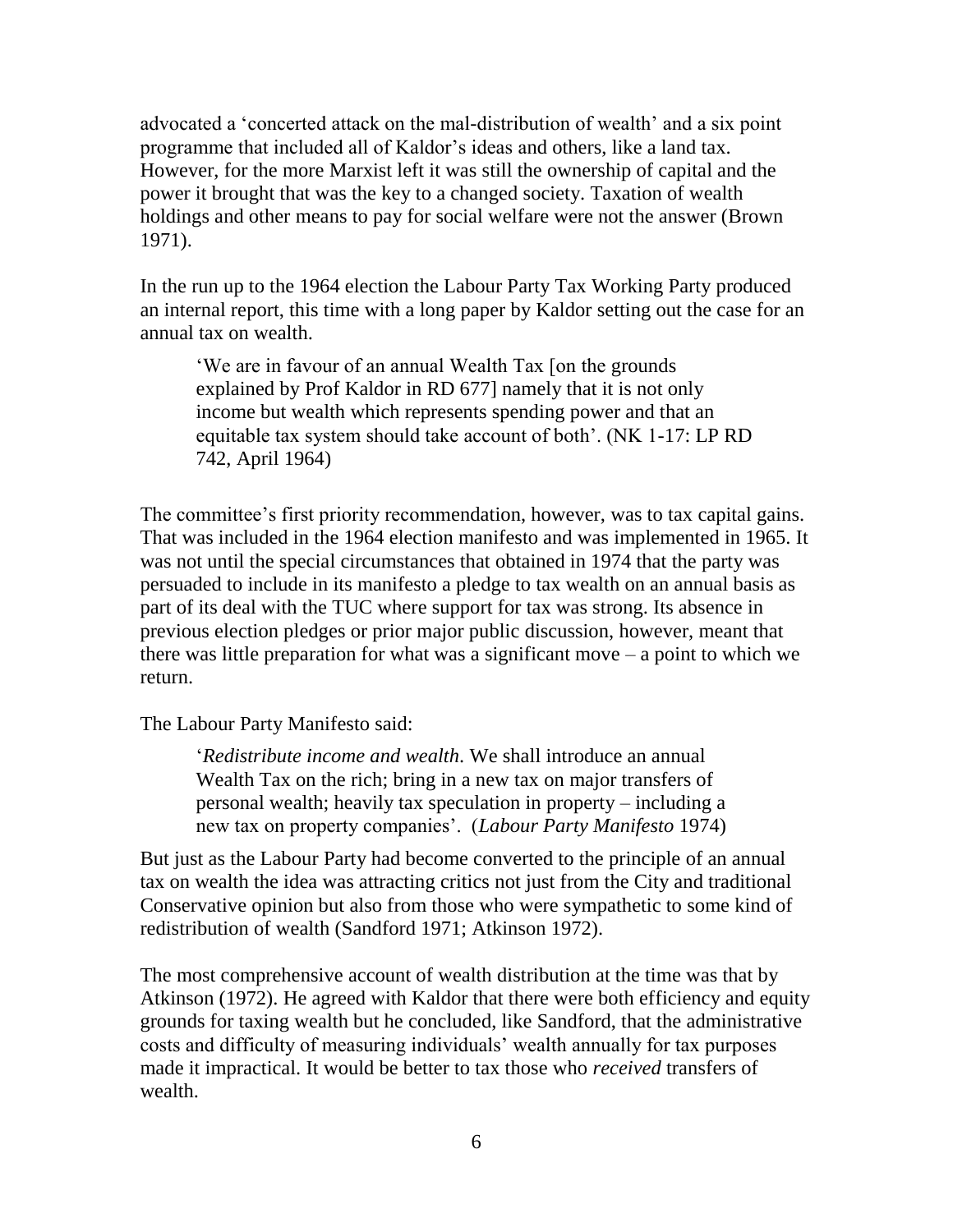advocated a 'concerted attack on the mal-distribution of wealth' and a six point programme that included all of Kaldor's ideas and others, like a land tax. However, for the more Marxist left it was still the ownership of capital and the power it brought that was the key to a changed society. Taxation of wealth holdings and other means to pay for social welfare were not the answer (Brown 1971).

In the run up to the 1964 election the Labour Party Tax Working Party produced an internal report, this time with a long paper by Kaldor setting out the case for an annual tax on wealth.

> 'We are in favour of an annual Wealth Tax [on the grounds explained by Prof Kaldor in RD 677] namely that it is not only income but wealth which represents spending power and that an equitable tax system should take account of both'. (NK 1-17: LP RD 742, April 1964)

The committee's first priority recommendation, however, was to tax capital gains. That was included in the 1964 election manifesto and was implemented in 1965. It was not until the special circumstances that obtained in 1974 that the party was persuaded to include in its manifesto a pledge to tax wealth on an annual basis as part of its deal with the TUC where support for tax was strong. Its absence in previous election pledges or prior major public discussion, however, meant that there was little preparation for what was a significant move – a point to which we return.

The Labour Party Manifesto said:

> '*Redistribute income and wealth.* We shall introduce an annual Wealth Tax on the rich; bring in a new tax on major transfers of personal wealth; heavily tax speculation in property – including a new tax on property companies'. (*Labour Party Manifesto* 1974)

But just as the Labour Party had become converted to the principle of an annual tax on wealth the idea was attracting critics not just from the City and traditional Conservative opinion but also from those who were sympathetic to some kind of redistribution of wealth (Sandford 1971; Atkinson 1972).

The most comprehensive account of wealth distribution at the time was that by Atkinson (1972). He agreed with Kaldor that there were both efficiency and equity grounds for taxing wealth but he concluded, like Sandford, that the administrative costs and difficulty of measuring individuals' wealth annually for tax purposes made it impractical. It would be better to tax those who *received* transfers of wealth.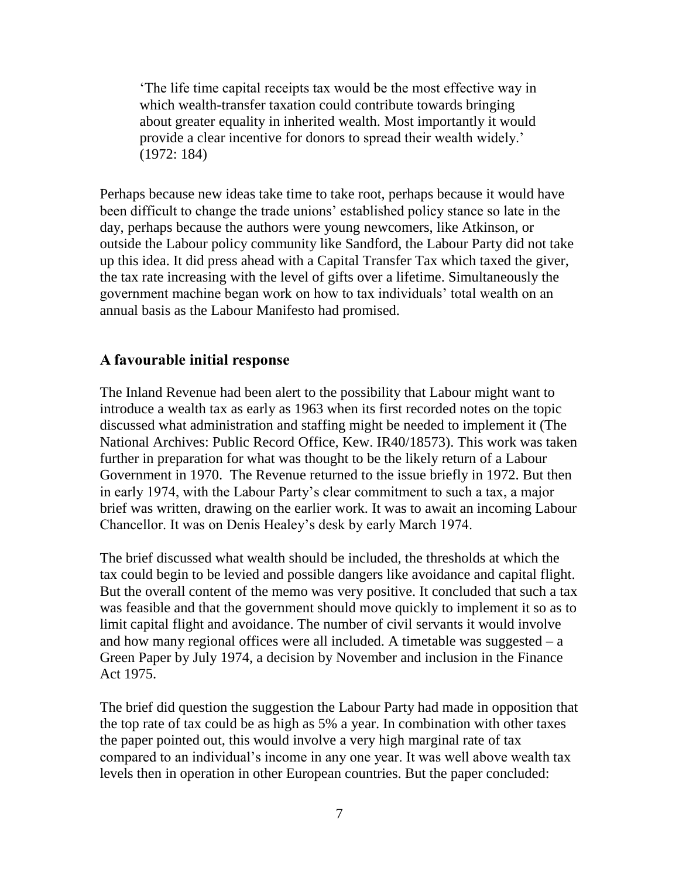> 'The life time capital receipts tax would be the most effective way in which wealth-transfer taxation could contribute towards bringing about greater equality in inherited wealth. Most importantly it would provide a clear incentive for donors to spread their wealth widely.' (1972: 184)

Perhaps because new ideas take time to take root, perhaps because it would have been difficult to change the trade unions' established policy stance so late in the day, perhaps because the authors were young newcomers, like Atkinson, or outside the Labour policy community like Sandford, the Labour Party did not take up this idea. It did press ahead with a Capital Transfer Tax which taxed the giver, the tax rate increasing with the level of gifts over a lifetime. Simultaneously the government machine began work on how to tax individuals' total wealth on an annual basis as the Labour Manifesto had promised.

## A favourable initial response

The Inland Revenue had been alert to the possibility that Labour might want to introduce a wealth tax as early as 1963 when its first recorded notes on the topic discussed what administration and staffing might be needed to implement it (The National Archives: Public Record Office, Kew. IR40/18573). This work was taken further in preparation for what was thought to be the likely return of a Labour Government in 1970. The Revenue returned to the issue briefly in 1972. But then in early 1974, with the Labour Party's clear commitment to such a tax, a major brief was written, drawing on the earlier work. It was to await an incoming Labour Chancellor. It was on Denis Healey's desk by early March 1974.

The brief discussed what wealth should be included, the thresholds at which the tax could begin to be levied and possible dangers like avoidance and capital flight. But the overall content of the memo was very positive. It concluded that such a tax was feasible and that the government should move quickly to implement it so as to limit capital flight and avoidance. The number of civil servants it would involve and how many regional offices were all included. A timetable was suggested – a Green Paper by July 1974, a decision by November and inclusion in the Finance Act 1975.

The brief did question the suggestion the Labour Party had made in opposition that the top rate of tax could be as high as 5% a year. In combination with other taxes the paper pointed out, this would involve a very high marginal rate of tax compared to an individual's income in any one year. It was well above wealth tax levels then in operation in other European countries. But the paper concluded: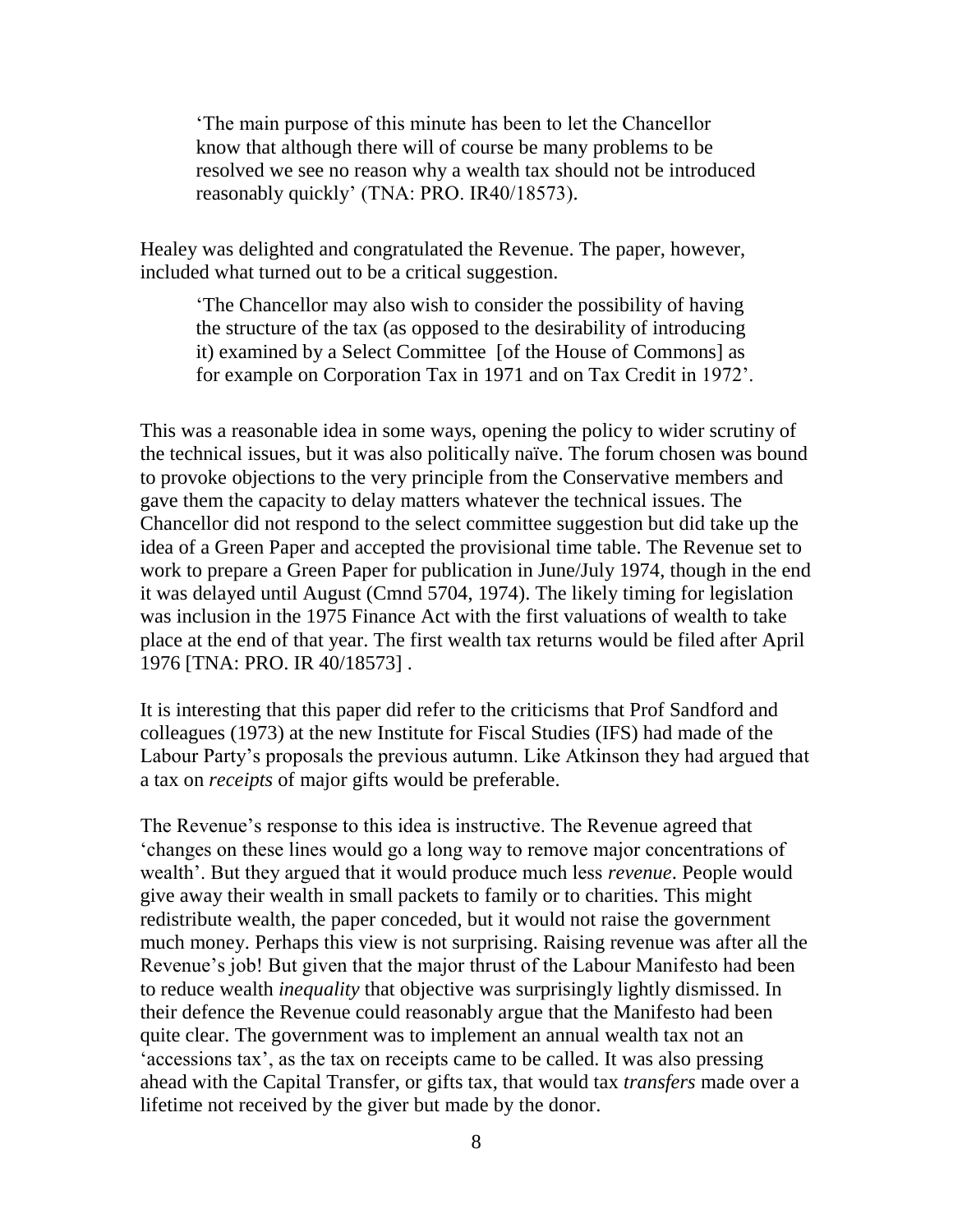> 'The main purpose of this minute has been to let the Chancellor know that although there will of course be many problems to be resolved we see no reason why a wealth tax should not be introduced reasonably quickly' (TNA: PRO. IR40/18573).

Healey was delighted and congratulated the Revenue. The paper, however, included what turned out to be a critical suggestion.

> 'The Chancellor may also wish to consider the possibility of having the structure of the tax (as opposed to the desirability of introducing it) examined by a Select Committee [of the House of Commons] as for example on Corporation Tax in 1971 and on Tax Credit in 1972'.

This was a reasonable idea in some ways, opening the policy to wider scrutiny of the technical issues, but it was also politically naïve. The forum chosen was bound to provoke objections to the very principle from the Conservative members and gave them the capacity to delay matters whatever the technical issues. The Chancellor did not respond to the select committee suggestion but did take up the idea of a Green Paper and accepted the provisional time table. The Revenue set to work to prepare a Green Paper for publication in June/July 1974, though in the end it was delayed until August (Cmnd 5704, 1974). The likely timing for legislation was inclusion in the 1975 Finance Act with the first valuations of wealth to take place at the end of that year. The first wealth tax returns would be filed after April 1976 [TNA: PRO. IR 40/18573] .

It is interesting that this paper did refer to the criticisms that Prof Sandford and colleagues (1973) at the new Institute for Fiscal Studies (IFS) had made of the Labour Party's proposals the previous autumn. Like Atkinson they had argued that a tax on *receipts* of major gifts would be preferable.

The Revenue's response to this idea is instructive. The Revenue agreed that 'changes on these lines would go a long way to remove major concentrations of wealth'. But they argued that it would produce much less *revenue*. People would give away their wealth in small packets to family or to charities. This might redistribute wealth, the paper conceded, but it would not raise the government much money. Perhaps this view is not surprising. Raising revenue was after all the Revenue's job! But given that the major thrust of the Labour Manifesto had been to reduce wealth *inequality* that objective was surprisingly lightly dismissed. In their defence the Revenue could reasonably argue that the Manifesto had been quite clear. The government was to implement an annual wealth tax not an 'accessions tax', as the tax on receipts came to be called. It was also pressing ahead with the Capital Transfer, or gifts tax, that would tax *transfers* made over a lifetime not received by the giver but made by the donor.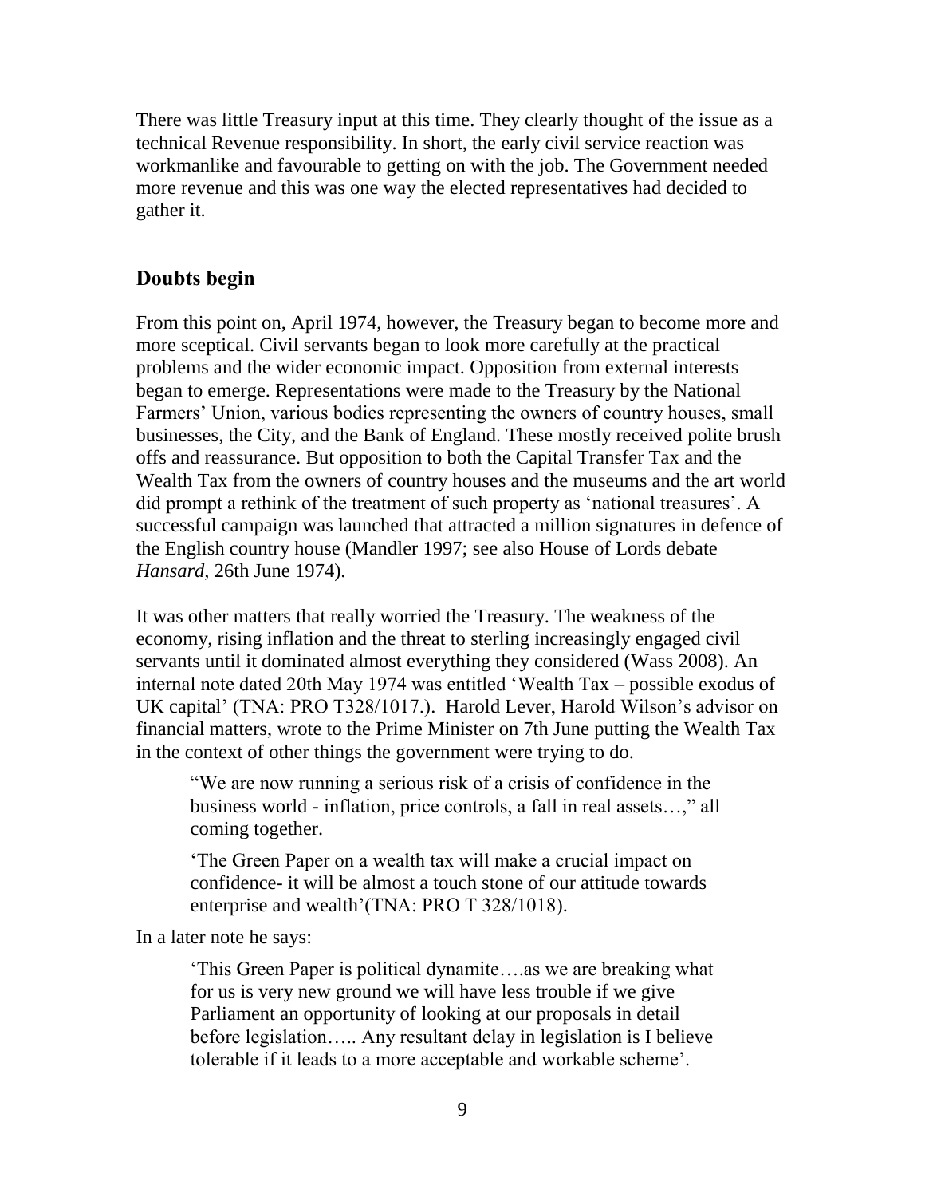There was little Treasury input at this time. They clearly thought of the issue as a technical Revenue responsibility. In short, the early civil service reaction was workmanlike and favourable to getting on with the job. The Government needed more revenue and this was one way the elected representatives had decided to gather it.

## Doubts begin

From this point on, April 1974, however, the Treasury began to become more and more sceptical. Civil servants began to look more carefully at the practical problems and the wider economic impact. Opposition from external interests began to emerge. Representations were made to the Treasury by the National Farmers' Union, various bodies representing the owners of country houses, small businesses, the City, and the Bank of England. These mostly received polite brush offs and reassurance. But opposition to both the Capital Transfer Tax and the Wealth Tax from the owners of country houses and the museums and the art world did prompt a rethink of the treatment of such property as 'national treasures'. A successful campaign was launched that attracted a million signatures in defence of the English country house (Mandler 1997; see also House of Lords debate *Hansard*, 26th June 1974).

It was other matters that really worried the Treasury. The weakness of the economy, rising inflation and the threat to sterling increasingly engaged civil servants until it dominated almost everything they considered (Wass 2008). An internal note dated 20th May 1974 was entitled 'Wealth Tax – possible exodus of UK capital' (TNA: PRO T328/1017.). Harold Lever, Harold Wilson's advisor on financial matters, wrote to the Prime Minister on 7th June putting the Wealth Tax in the context of other things the government were trying to do.

> "We are now running a serious risk of a crisis of confidence in the business world - inflation, price controls, a fall in real assets…," all coming together.
>
> 'The Green Paper on a wealth tax will make a crucial impact on confidence- it will be almost a touch stone of our attitude towards enterprise and wealth'(TNA: PRO T 328/1018).

In a later note he says:

> 'This Green Paper is political dynamite….as we are breaking what for us is very new ground we will have less trouble if we give Parliament an opportunity of looking at our proposals in detail before legislation….. Any resultant delay in legislation is I believe tolerable if it leads to a more acceptable and workable scheme'.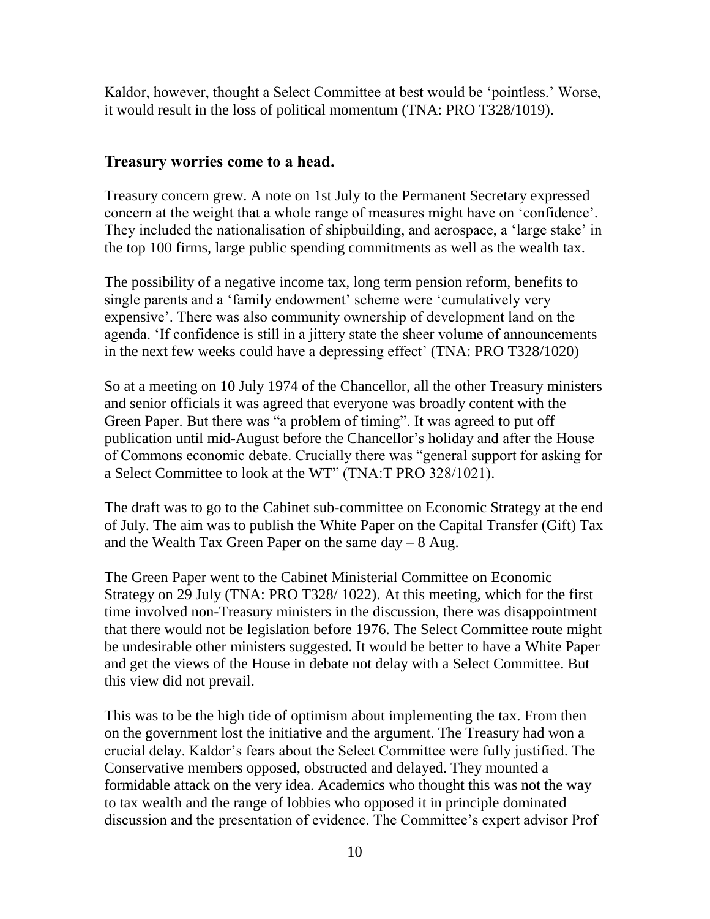Kaldor, however, thought a Select Committee at best would be 'pointless.' Worse, it would result in the loss of political momentum (TNA: PRO T328/1019).

## Treasury worries come to a head.

Treasury concern grew. A note on 1st July to the Permanent Secretary expressed concern at the weight that a whole range of measures might have on 'confidence'. They included the nationalisation of shipbuilding, and aerospace, a 'large stake' in the top 100 firms, large public spending commitments as well as the wealth tax.

The possibility of a negative income tax, long term pension reform, benefits to single parents and a 'family endowment' scheme were 'cumulatively very expensive'. There was also community ownership of development land on the agenda. 'If confidence is still in a jittery state the sheer volume of announcements in the next few weeks could have a depressing effect' (TNA: PRO T328/1020)

So at a meeting on 10 July 1974 of the Chancellor, all the other Treasury ministers and senior officials it was agreed that everyone was broadly content with the Green Paper. But there was "a problem of timing". It was agreed to put off publication until mid-August before the Chancellor's holiday and after the House of Commons economic debate. Crucially there was "general support for asking for a Select Committee to look at the WT" (TNA:T PRO 328/1021).

The draft was to go to the Cabinet sub-committee on Economic Strategy at the end of July. The aim was to publish the White Paper on the Capital Transfer (Gift) Tax and the Wealth Tax Green Paper on the same day – 8 Aug.

The Green Paper went to the Cabinet Ministerial Committee on Economic Strategy on 29 July (TNA: PRO T328/ 1022). At this meeting, which for the first time involved non-Treasury ministers in the discussion, there was disappointment that there would not be legislation before 1976. The Select Committee route might be undesirable other ministers suggested. It would be better to have a White Paper and get the views of the House in debate not delay with a Select Committee. But this view did not prevail.

This was to be the high tide of optimism about implementing the tax. From then on the government lost the initiative and the argument. The Treasury had won a crucial delay. Kaldor's fears about the Select Committee were fully justified. The Conservative members opposed, obstructed and delayed. They mounted a formidable attack on the very idea. Academics who thought this was not the way to tax wealth and the range of lobbies who opposed it in principle dominated discussion and the presentation of evidence. The Committee's expert advisor Prof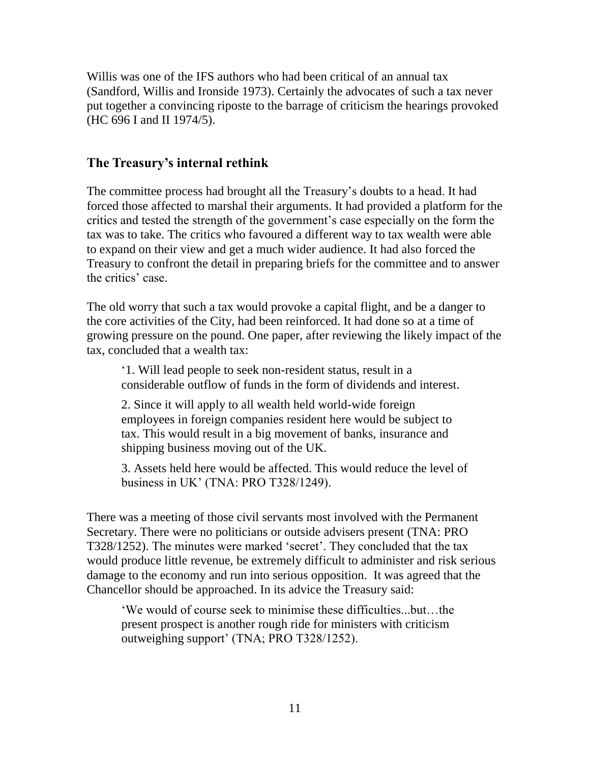Willis was one of the IFS authors who had been critical of an annual tax (Sandford, Willis and Ironside 1973). Certainly the advocates of such a tax never put together a convincing riposte to the barrage of criticism the hearings provoked (HC 696 I and II 1974/5).

## The Treasury's internal rethink

The committee process had brought all the Treasury's doubts to a head. It had forced those affected to marshal their arguments. It had provided a platform for the critics and tested the strength of the government's case especially on the form the tax was to take. The critics who favoured a different way to tax wealth were able to expand on their view and get a much wider audience. It had also forced the Treasury to confront the detail in preparing briefs for the committee and to answer the critics' case.

The old worry that such a tax would provoke a capital flight, and be a danger to the core activities of the City, had been reinforced. It had done so at a time of growing pressure on the pound. One paper, after reviewing the likely impact of the tax, concluded that a wealth tax:

> '1. Will lead people to seek non-resident status, result in a considerable outflow of funds in the form of dividends and interest.
>
> 2. Since it will apply to all wealth held world-wide foreign employees in foreign companies resident here would be subject to tax. This would result in a big movement of banks, insurance and shipping business moving out of the UK.
>
> 3. Assets held here would be affected. This would reduce the level of business in UK' (TNA: PRO T328/1249).

There was a meeting of those civil servants most involved with the Permanent Secretary. There were no politicians or outside advisers present (TNA: PRO T328/1252). The minutes were marked 'secret'. They concluded that the tax would produce little revenue, be extremely difficult to administer and risk serious damage to the economy and run into serious opposition. It was agreed that the Chancellor should be approached. In its advice the Treasury said:

> 'We would of course seek to minimise these difficulties...but…the present prospect is another rough ride for ministers with criticism outweighing support' (TNA; PRO T328/1252).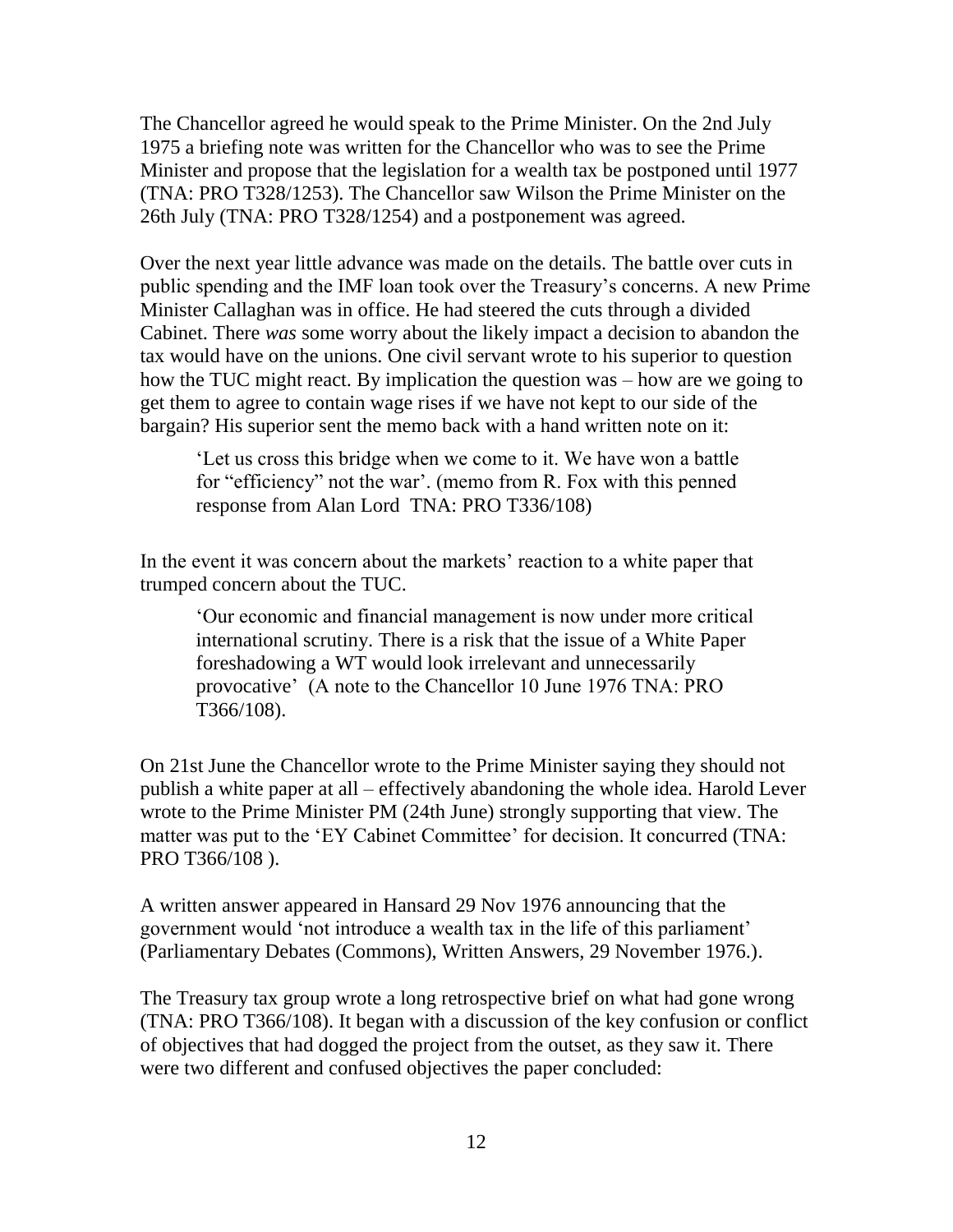The Chancellor agreed he would speak to the Prime Minister. On the 2nd July 1975 a briefing note was written for the Chancellor who was to see the Prime Minister and propose that the legislation for a wealth tax be postponed until 1977 (TNA: PRO T328/1253). The Chancellor saw Wilson the Prime Minister on the 26th July (TNA: PRO T328/1254) and a postponement was agreed.

Over the next year little advance was made on the details. The battle over cuts in public spending and the IMF loan took over the Treasury's concerns. A new Prime Minister Callaghan was in office. He had steered the cuts through a divided Cabinet. There *was* some worry about the likely impact a decision to abandon the tax would have on the unions. One civil servant wrote to his superior to question how the TUC might react. By implication the question was – how are we going to get them to agree to contain wage rises if we have not kept to our side of the bargain? His superior sent the memo back with a hand written note on it:

> 'Let us cross this bridge when we come to it. We have won a battle for "efficiency" not the war'. (memo from R. Fox with this penned response from Alan Lord TNA: PRO T336/108)

In the event it was concern about the markets' reaction to a white paper that trumped concern about the TUC.

> 'Our economic and financial management is now under more critical international scrutiny. There is a risk that the issue of a White Paper foreshadowing a WT would look irrelevant and unnecessarily provocative' (A note to the Chancellor 10 June 1976 TNA: PRO T366/108).

On 21st June the Chancellor wrote to the Prime Minister saying they should not publish a white paper at all – effectively abandoning the whole idea. Harold Lever wrote to the Prime Minister PM (24th June) strongly supporting that view. The matter was put to the 'EY Cabinet Committee' for decision. It concurred (TNA: PRO T366/108 ).

A written answer appeared in Hansard 29 Nov 1976 announcing that the government would 'not introduce a wealth tax in the life of this parliament' (Parliamentary Debates (Commons), Written Answers, 29 November 1976.).

The Treasury tax group wrote a long retrospective brief on what had gone wrong (TNA: PRO T366/108). It began with a discussion of the key confusion or conflict of objectives that had dogged the project from the outset, as they saw it. There were two different and confused objectives the paper concluded: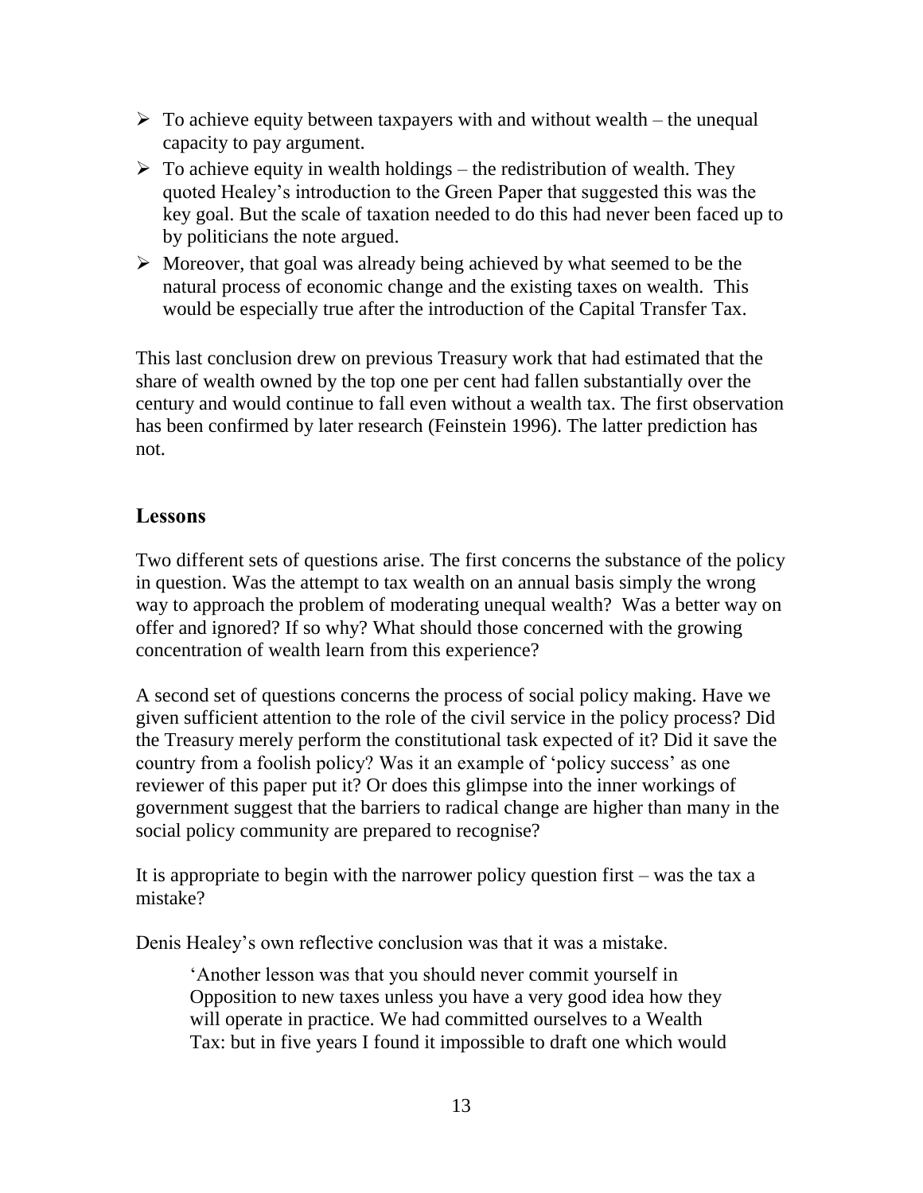- To achieve equity between taxpayers with and without wealth – the unequal capacity to pay argument.
- To achieve equity in wealth holdings – the redistribution of wealth. They quoted Healey's introduction to the Green Paper that suggested this was the key goal. But the scale of taxation needed to do this had never been faced up to by politicians the note argued.
- Moreover, that goal was already being achieved by what seemed to be the natural process of economic change and the existing taxes on wealth. This would be especially true after the introduction of the Capital Transfer Tax.

This last conclusion drew on previous Treasury work that had estimated that the share of wealth owned by the top one per cent had fallen substantially over the century and would continue to fall even without a wealth tax. The first observation has been confirmed by later research (Feinstein 1996). The latter prediction has not.

## Lessons

Two different sets of questions arise. The first concerns the substance of the policy in question. Was the attempt to tax wealth on an annual basis simply the wrong way to approach the problem of moderating unequal wealth? Was a better way on offer and ignored? If so why? What should those concerned with the growing concentration of wealth learn from this experience?

A second set of questions concerns the process of social policy making. Have we given sufficient attention to the role of the civil service in the policy process? Did the Treasury merely perform the constitutional task expected of it? Did it save the country from a foolish policy? Was it an example of 'policy success' as one reviewer of this paper put it? Or does this glimpse into the inner workings of government suggest that the barriers to radical change are higher than many in the social policy community are prepared to recognise?

It is appropriate to begin with the narrower policy question first – was the tax a mistake?

Denis Healey's own reflective conclusion was that it was a mistake.

> 'Another lesson was that you should never commit yourself in Opposition to new taxes unless you have a very good idea how they will operate in practice. We had committed ourselves to a Wealth Tax: but in five years I found it impossible to draft one which would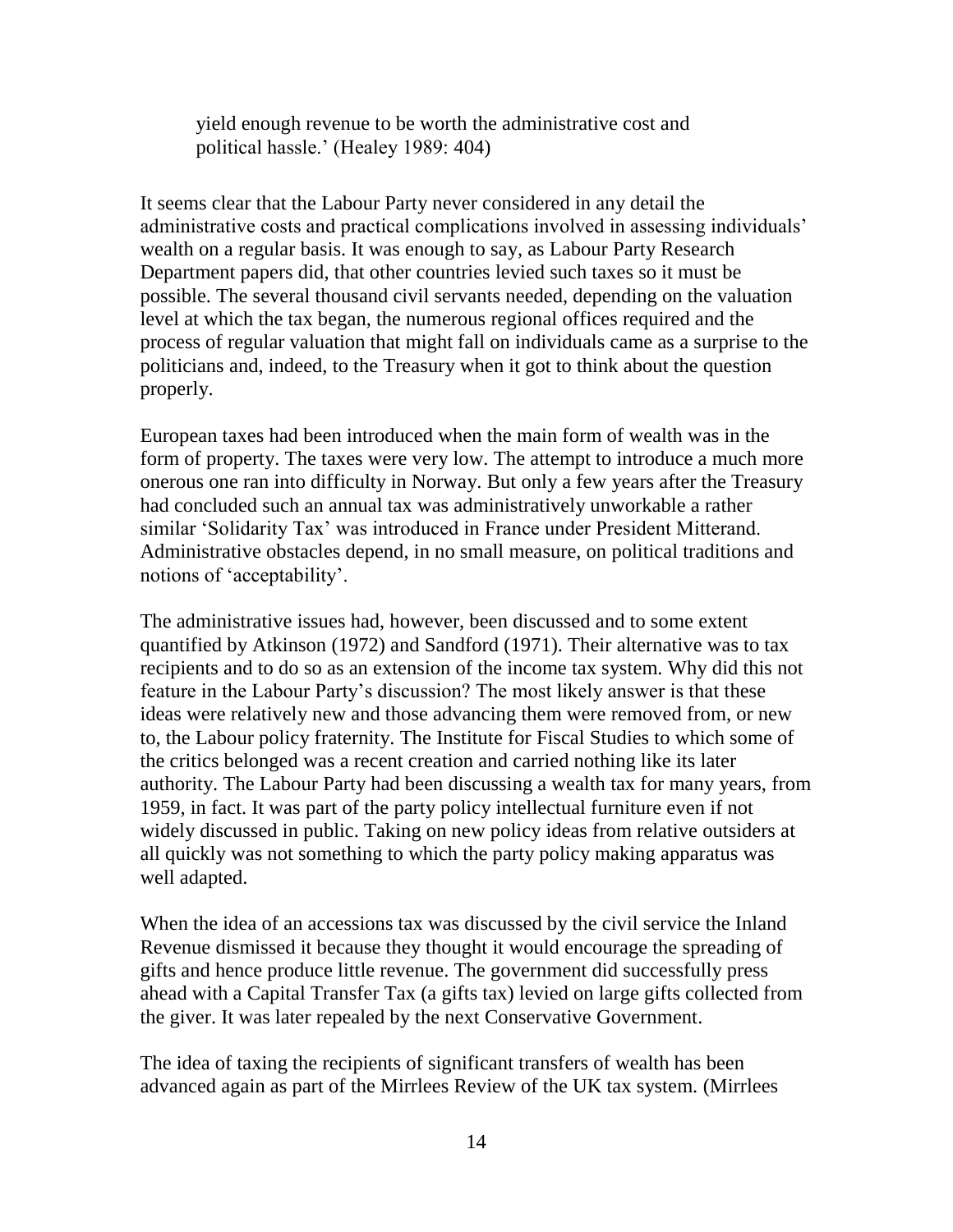> yield enough revenue to be worth the administrative cost and political hassle.' (Healey 1989: 404)

It seems clear that the Labour Party never considered in any detail the administrative costs and practical complications involved in assessing individuals' wealth on a regular basis. It was enough to say, as Labour Party Research Department papers did, that other countries levied such taxes so it must be possible. The several thousand civil servants needed, depending on the valuation level at which the tax began, the numerous regional offices required and the process of regular valuation that might fall on individuals came as a surprise to the politicians and, indeed, to the Treasury when it got to think about the question properly.

European taxes had been introduced when the main form of wealth was in the form of property. The taxes were very low. The attempt to introduce a much more onerous one ran into difficulty in Norway. But only a few years after the Treasury had concluded such an annual tax was administratively unworkable a rather similar 'Solidarity Tax' was introduced in France under President Mitterand. Administrative obstacles depend, in no small measure, on political traditions and notions of 'acceptability'.

The administrative issues had, however, been discussed and to some extent quantified by Atkinson (1972) and Sandford (1971). Their alternative was to tax recipients and to do so as an extension of the income tax system. Why did this not feature in the Labour Party's discussion? The most likely answer is that these ideas were relatively new and those advancing them were removed from, or new to, the Labour policy fraternity. The Institute for Fiscal Studies to which some of the critics belonged was a recent creation and carried nothing like its later authority. The Labour Party had been discussing a wealth tax for many years, from 1959, in fact. It was part of the party policy intellectual furniture even if not widely discussed in public. Taking on new policy ideas from relative outsiders at all quickly was not something to which the party policy making apparatus was well adapted.

When the idea of an accessions tax was discussed by the civil service the Inland Revenue dismissed it because they thought it would encourage the spreading of gifts and hence produce little revenue. The government did successfully press ahead with a Capital Transfer Tax (a gifts tax) levied on large gifts collected from the giver. It was later repealed by the next Conservative Government.

The idea of taxing the recipients of significant transfers of wealth has been advanced again as part of the Mirrlees Review of the UK tax system. (Mirrlees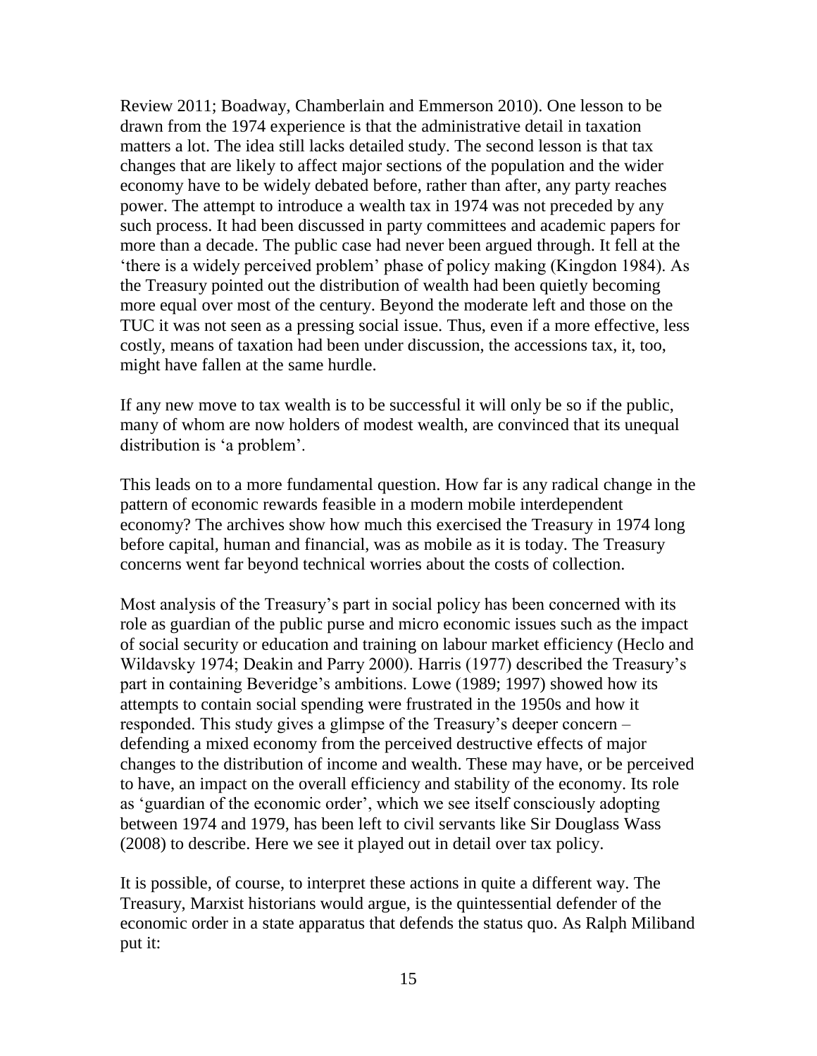Review 2011; Boadway, Chamberlain and Emmerson 2010). One lesson to be drawn from the 1974 experience is that the administrative detail in taxation matters a lot. The idea still lacks detailed study. The second lesson is that tax changes that are likely to affect major sections of the population and the wider economy have to be widely debated before, rather than after, any party reaches power. The attempt to introduce a wealth tax in 1974 was not preceded by any such process. It had been discussed in party committees and academic papers for more than a decade. The public case had never been argued through. It fell at the 'there is a widely perceived problem' phase of policy making (Kingdon 1984). As the Treasury pointed out the distribution of wealth had been quietly becoming more equal over most of the century. Beyond the moderate left and those on the TUC it was not seen as a pressing social issue. Thus, even if a more effective, less costly, means of taxation had been under discussion, the accessions tax, it, too, might have fallen at the same hurdle.

If any new move to tax wealth is to be successful it will only be so if the public, many of whom are now holders of modest wealth, are convinced that its unequal distribution is 'a problem'.

This leads on to a more fundamental question. How far is any radical change in the pattern of economic rewards feasible in a modern mobile interdependent economy? The archives show how much this exercised the Treasury in 1974 long before capital, human and financial, was as mobile as it is today. The Treasury concerns went far beyond technical worries about the costs of collection.

Most analysis of the Treasury's part in social policy has been concerned with its role as guardian of the public purse and micro economic issues such as the impact of social security or education and training on labour market efficiency (Heclo and Wildavsky 1974; Deakin and Parry 2000). Harris (1977) described the Treasury's part in containing Beveridge's ambitions. Lowe (1989; 1997) showed how its attempts to contain social spending were frustrated in the 1950s and how it responded. This study gives a glimpse of the Treasury's deeper concern – defending a mixed economy from the perceived destructive effects of major changes to the distribution of income and wealth. These may have, or be perceived to have, an impact on the overall efficiency and stability of the economy. Its role as 'guardian of the economic order', which we see itself consciously adopting between 1974 and 1979, has been left to civil servants like Sir Douglass Wass (2008) to describe. Here we see it played out in detail over tax policy.

It is possible, of course, to interpret these actions in quite a different way. The Treasury, Marxist historians would argue, is the quintessential defender of the economic order in a state apparatus that defends the status quo. As Ralph Miliband put it: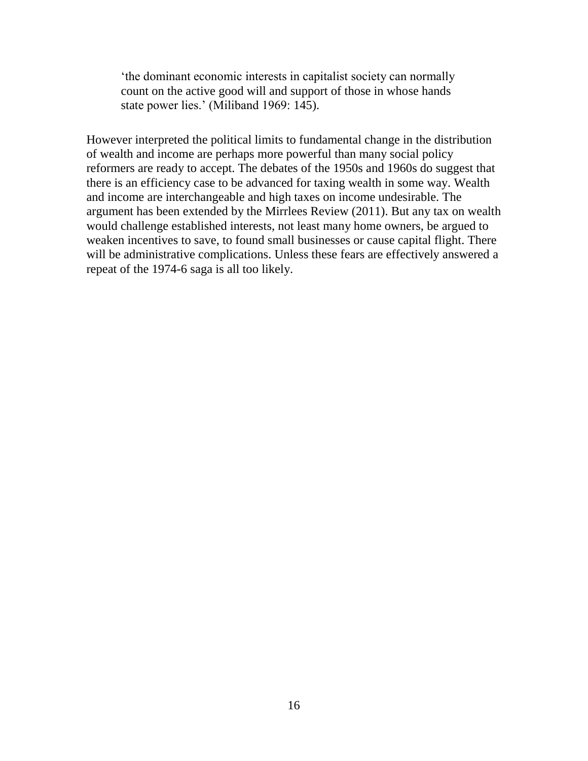> 'the dominant economic interests in capitalist society can normally count on the active good will and support of those in whose hands state power lies.' (Miliband 1969: 145).

However interpreted the political limits to fundamental change in the distribution of wealth and income are perhaps more powerful than many social policy reformers are ready to accept. The debates of the 1950s and 1960s do suggest that there is an efficiency case to be advanced for taxing wealth in some way. Wealth and income are interchangeable and high taxes on income undesirable. The argument has been extended by the Mirrlees Review (2011). But any tax on wealth would challenge established interests, not least many home owners, be argued to weaken incentives to save, to found small businesses or cause capital flight. There will be administrative complications. Unless these fears are effectively answered a repeat of the 1974-6 saga is all too likely.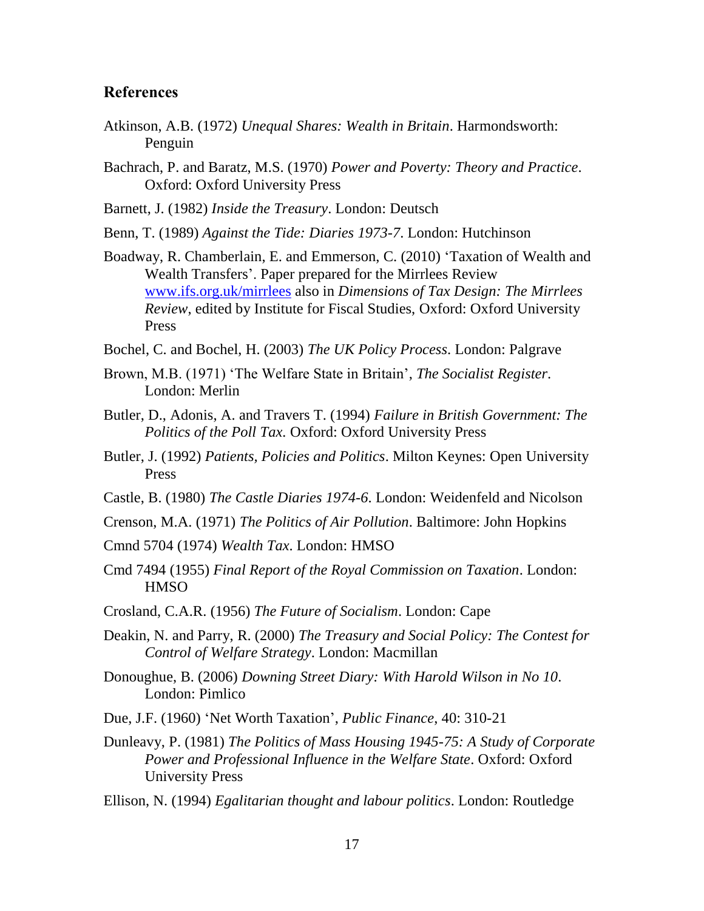## References

Atkinson, A.B. (1972) *Unequal Shares: Wealth in Britain*. Harmondsworth: Penguin

Bachrach, P. and Baratz, M.S. (1970) *Power and Poverty: Theory and Practice*. Oxford: Oxford University Press

Barnett, J. (1982) *Inside the Treasury*. London: Deutsch

Benn, T. (1989) *Against the Tide: Diaries 1973-7*. London: Hutchinson

Boadway, R. Chamberlain, E. and Emmerson, C. (2010) 'Taxation of Wealth and Wealth Transfers'. Paper prepared for the Mirrlees Review www.ifs.org.uk/mirrlees also in *Dimensions of Tax Design: The Mirrlees Review*, edited by Institute for Fiscal Studies, Oxford: Oxford University Press

Bochel, C. and Bochel, H. (2003) *The UK Policy Process*. London: Palgrave

Brown, M.B. (1971) 'The Welfare State in Britain', *The Socialist Register*. London: Merlin

Butler, D., Adonis, A. and Travers T. (1994) *Failure in British Government: The Politics of the Poll Tax.* Oxford: Oxford University Press

Butler, J. (1992) *Patients, Policies and Politics*. Milton Keynes: Open University Press

Castle, B. (1980) *The Castle Diaries 1974-6*. London: Weidenfeld and Nicolson

Crenson, M.A. (1971) *The Politics of Air Pollution*. Baltimore: John Hopkins

Cmnd 5704 (1974) *Wealth Tax*. London: HMSO

Cmd 7494 (1955) *Final Report of the Royal Commission on Taxation*. London: HMSO

Crosland, C.A.R. (1956) *The Future of Socialism*. London: Cape

Deakin, N. and Parry, R. (2000) *The Treasury and Social Policy: The Contest for Control of Welfare Strategy*. London: Macmillan

Donoughue, B. (2006) *Downing Street Diary: With Harold Wilson in No 10*. London: Pimlico

Due, J.F. (1960) 'Net Worth Taxation', *Public Finance*, 40: 310-21

Dunleavy, P. (1981) *The Politics of Mass Housing 1945-75: A Study of Corporate Power and Professional Influence in the Welfare State*. Oxford: Oxford University Press

Ellison, N. (1994) *Egalitarian thought and labour politics*. London: Routledge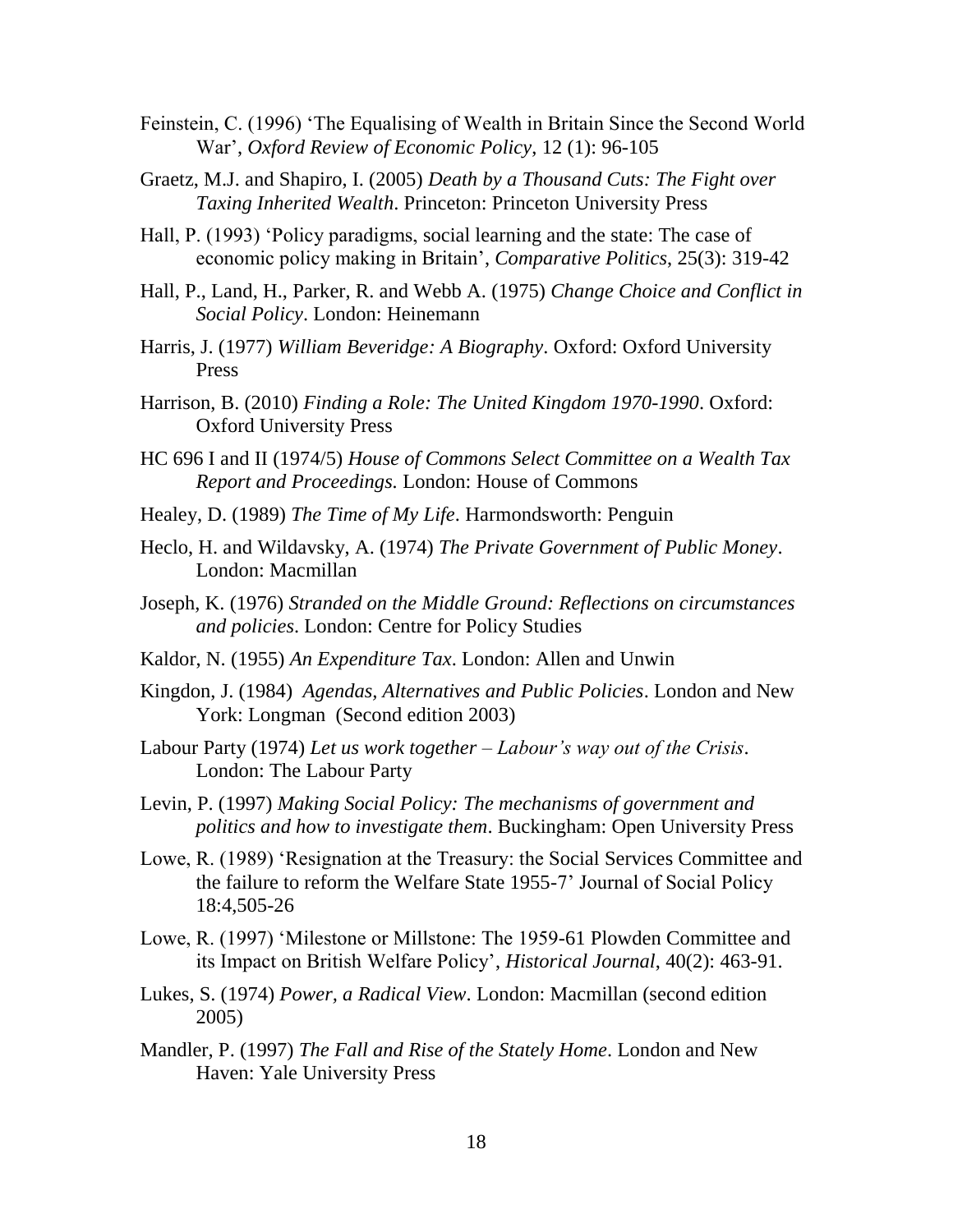Feinstein, C. (1996) 'The Equalising of Wealth in Britain Since the Second World War', *Oxford Review of Economic Policy*, 12 (1): 96-105

Graetz, M.J. and Shapiro, I. (2005) *Death by a Thousand Cuts: The Fight over Taxing Inherited Wealth*. Princeton: Princeton University Press

Hall, P. (1993) 'Policy paradigms, social learning and the state: The case of economic policy making in Britain', *Comparative Politics*, 25(3): 319-42

Hall, P., Land, H., Parker, R. and Webb A. (1975) *Change Choice and Conflict in Social Policy*. London: Heinemann

Harris, J. (1977) *William Beveridge: A Biography*. Oxford: Oxford University Press

Harrison, B. (2010) *Finding a Role: The United Kingdom 1970-1990*. Oxford: Oxford University Press

HC 696 I and II (1974/5) *House of Commons Select Committee on a Wealth Tax Report and Proceedings.* London: House of Commons

Healey, D. (1989) *The Time of My Life*. Harmondsworth: Penguin

Heclo, H. and Wildavsky, A. (1974) *The Private Government of Public Money*. London: Macmillan

Joseph, K. (1976) *Stranded on the Middle Ground: Reflections on circumstances and policies*. London: Centre for Policy Studies

Kaldor, N. (1955) *An Expenditure Tax*. London: Allen and Unwin

Kingdon, J. (1984) *Agendas, Alternatives and Public Policies*. London and New York: Longman (Second edition 2003)

Labour Party (1974) *Let us work together – Labour's way out of the Crisis*. London: The Labour Party

Levin, P. (1997) *Making Social Policy: The mechanisms of government and politics and how to investigate them*. Buckingham: Open University Press

Lowe, R. (1989) 'Resignation at the Treasury: the Social Services Committee and the failure to reform the Welfare State 1955-7' Journal of Social Policy 18:4,505-26

Lowe, R. (1997) 'Milestone or Millstone: The 1959-61 Plowden Committee and its Impact on British Welfare Policy', *Historical Journal*, 40(2): 463-91.

Lukes, S. (1974) *Power, a Radical View*. London: Macmillan (second edition 2005)

Mandler, P. (1997) *The Fall and Rise of the Stately Home*. London and New Haven: Yale University Press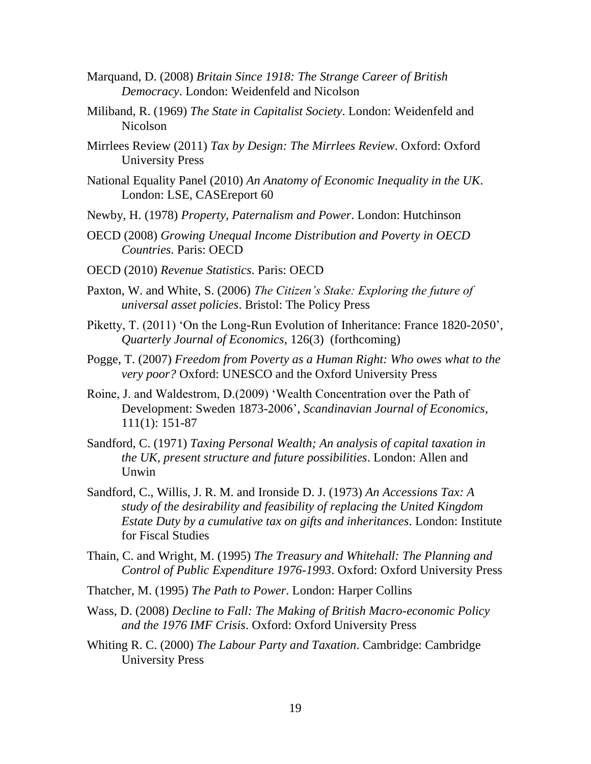Marquand, D. (2008) *Britain Since 1918: The Strange Career of British Democracy*. London: Weidenfeld and Nicolson

Miliband, R. (1969) *The State in Capitalist Society*. London: Weidenfeld and Nicolson

Mirrlees Review (2011) *Tax by Design: The Mirrlees Review*. Oxford: Oxford University Press

National Equality Panel (2010) *An Anatomy of Economic Inequality in the UK*. London: LSE, CASEreport 60

Newby, H. (1978) *Property, Paternalism and Power*. London: Hutchinson

OECD (2008) *Growing Unequal Income Distribution and Poverty in OECD Countries*. Paris: OECD

OECD (2010) *Revenue Statistics*. Paris: OECD

Paxton, W. and White, S. (2006) *The Citizen's Stake: Exploring the future of universal asset policies*. Bristol: The Policy Press

Piketty, T. (2011) 'On the Long-Run Evolution of Inheritance: France 1820-2050', *Quarterly Journal of Economics*, 126(3) (forthcoming)

Pogge, T. (2007) *Freedom from Poverty as a Human Right: Who owes what to the very poor?* Oxford: UNESCO and the Oxford University Press

Roine, J. and Waldestrom, D.(2009) 'Wealth Concentration over the Path of Development: Sweden 1873-2006', *Scandinavian Journal of Economics*, 111(1): 151-87

Sandford, C. (1971) *Taxing Personal Wealth; An analysis of capital taxation in the UK, present structure and future possibilities*. London: Allen and Unwin

Sandford, C., Willis, J. R. M. and Ironside D. J. (1973) *An Accessions Tax: A study of the desirability and feasibility of replacing the United Kingdom Estate Duty by a cumulative tax on gifts and inheritances*. London: Institute for Fiscal Studies

Thain, C. and Wright, M. (1995) *The Treasury and Whitehall: The Planning and Control of Public Expenditure 1976-1993*. Oxford: Oxford University Press

Thatcher, M. (1995) *The Path to Power*. London: Harper Collins

Wass, D. (2008) *Decline to Fall: The Making of British Macro-economic Policy and the 1976 IMF Crisis*. Oxford: Oxford University Press

Whiting R. C. (2000) *The Labour Party and Taxation*. Cambridge: Cambridge University Press